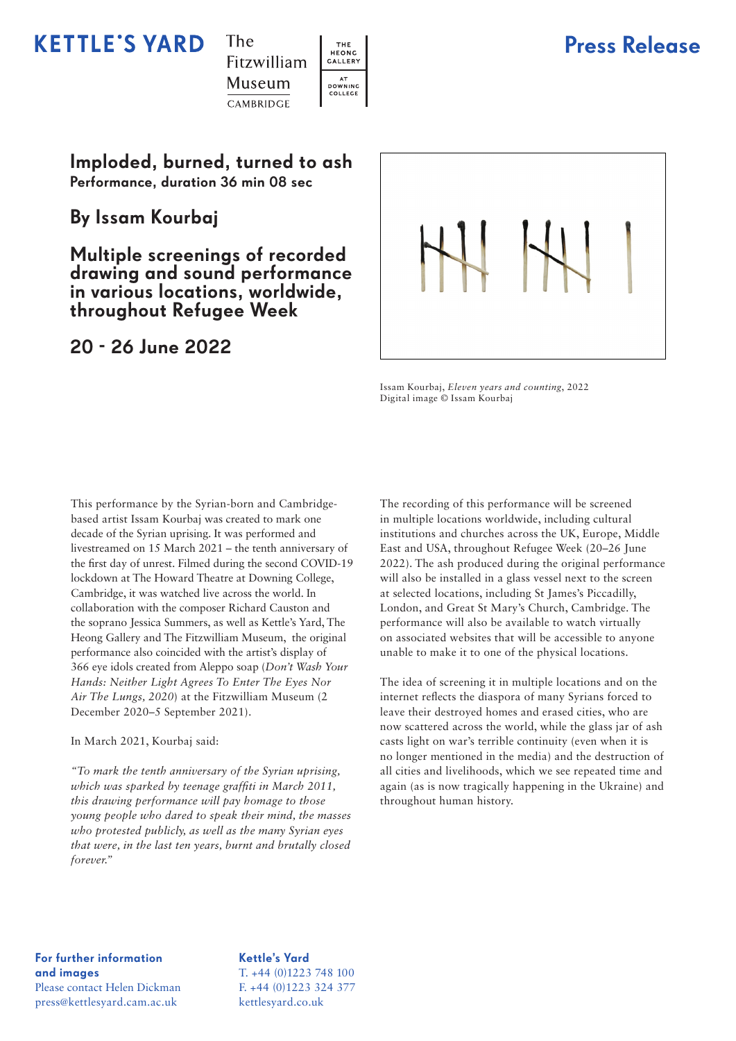KETTLE'S YARD | The Fitzwilliam Museum CAMBRIDGE | THE HEONG GALLERY AT DOWNING COLLEGE

# Press Release

## Imploded, burned, turned to ash

**Performance, duration 36 min 08 sec**

## By Issam Kourbaj

## Multiple screenings of recorded drawing and sound performance in various locations, worldwide, throughout Refugee Week

## 20 - 26 June 2022

Issam Kourbaj, *Eleven years and counting*, 2022
Digital image © Issam Kourbaj

This performance by the Syrian-born and Cambridge-based artist Issam Kourbaj was created to mark one decade of the Syrian uprising. It was performed and livestreamed on 15 March 2021 – the tenth anniversary of the first day of unrest. Filmed during the second COVID-19 lockdown at The Howard Theatre at Downing College, Cambridge, it was watched live across the world. In collaboration with the composer Richard Causton and the soprano Jessica Summers, as well as Kettle's Yard, The Heong Gallery and The Fitzwilliam Museum, the original performance also coincided with the artist's display of 366 eye idols created from Aleppo soap (*Don't Wash Your Hands: Neither Light Agrees To Enter The Eyes Nor Air The Lungs, 2020*) at the Fitzwilliam Museum (2 December 2020–5 September 2021).

In March 2021, Kourbaj said:

*"To mark the tenth anniversary of the Syrian uprising, which was sparked by teenage graffiti in March 2011, this drawing performance will pay homage to those young people who dared to speak their mind, the masses who protested publicly, as well as the many Syrian eyes that were, in the last ten years, burnt and brutally closed forever."*

The recording of this performance will be screened in multiple locations worldwide, including cultural institutions and churches across the UK, Europe, Middle East and USA, throughout Refugee Week (20–26 June 2022). The ash produced during the original performance will also be installed in a glass vessel next to the screen at selected locations, including St James's Piccadilly, London, and Great St Mary's Church, Cambridge. The performance will also be available to watch virtually on associated websites that will be accessible to anyone unable to make it to one of the physical locations.

The idea of screening it in multiple locations and on the internet reflects the diaspora of many Syrians forced to leave their destroyed homes and erased cities, who are now scattered across the world, while the glass jar of ash casts light on war's terrible continuity (even when it is no longer mentioned in the media) and the destruction of all cities and livelihoods, which we see repeated time and again (as is now tragically happening in the Ukraine) and throughout human history.

**For further information and images**
Please contact Helen Dickman
press@kettlesyard.cam.ac.uk

**Kettle's Yard**
T. +44 (0)1223 748 100
F. +44 (0)1223 324 377
kettlesyard.co.uk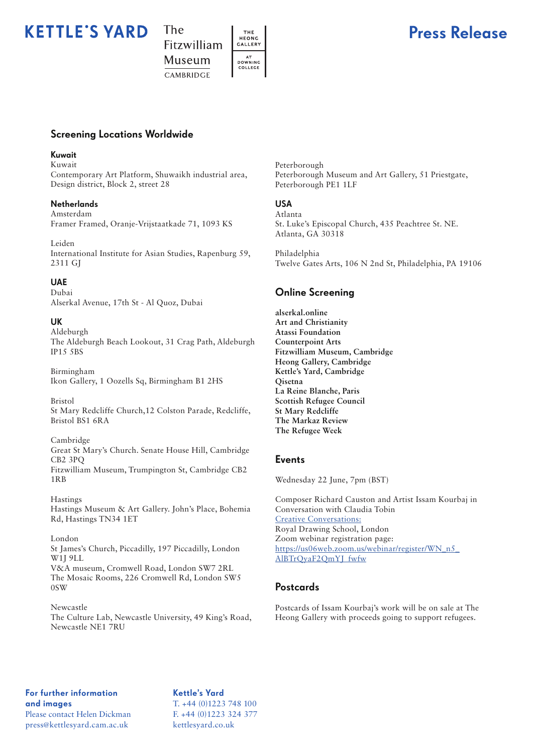## Screening Locations Worldwide

### Kuwait

Kuwait
Contemporary Art Platform, Shuwaikh industrial area, Design district, Block 2, street 28

### Netherlands

Amsterdam
Framer Framed, Oranje-Vrijstaatkade 71, 1093 KS

Leiden
International Institute for Asian Studies, Rapenburg 59, 2311 GJ

### UAE

Dubai
Alserkal Avenue, 17th St - Al Quoz, Dubai

### UK

Aldeburgh
The Aldeburgh Beach Lookout, 31 Crag Path, Aldeburgh IP15 5BS

Birmingham
Ikon Gallery, 1 Oozells Sq, Birmingham B1 2HS

Bristol
St Mary Redcliffe Church,12 Colston Parade, Redcliffe, Bristol BS1 6RA

Cambridge
Great St Mary's Church. Senate House Hill, Cambridge CB2 3PQ
Fitzwilliam Museum, Trumpington St, Cambridge CB2 1RB

Hastings
Hastings Museum & Art Gallery. John's Place, Bohemia Rd, Hastings TN34 1ET

London
St James's Church, Piccadilly, 197 Piccadilly, London W1J 9LL
V&A museum, Cromwell Road, London SW7 2RL
The Mosaic Rooms, 226 Cromwell Rd, London SW5 0SW

Newcastle
The Culture Lab, Newcastle University, 49 King's Road, Newcastle NE1 7RU

Peterborough
Peterborough Museum and Art Gallery, 51 Priestgate, Peterborough PE1 1LF

### USA

Atlanta
St. Luke's Episcopal Church, 435 Peachtree St. NE. Atlanta, GA 30318

Philadelphia
Twelve Gates Arts, 106 N 2nd St, Philadelphia, PA 19106

## Online Screening

**alserkal.online**
**Art and Christianity**
**Atassi Foundation**
**Counterpoint Arts**
**Fitzwilliam Museum, Cambridge**
**Heong Gallery, Cambridge**
**Kettle's Yard, Cambridge**
**Qisetna**
**La Reine Blanche, Paris**
**Scottish Refugee Council**
**St Mary Redcliffe**
**The Markaz Review**
**The Refugee Week**

## Events

Wednesday 22 June, 7pm (BST)

Composer Richard Causton and Artist Issam Kourbaj in Conversation with Claudia Tobin
Creative Conversations:
Royal Drawing School, London
Zoom webinar registration page:
https://us06web.zoom.us/webinar/register/WN_n5_AlBTrQyaF2QmYJ_fwfw

## Postcards

Postcards of Issam Kourbaj's work will be on sale at The Heong Gallery with proceeds going to support refugees.

**For further information and images**
Please contact Helen Dickman
press@kettlesyard.cam.ac.uk

**Kettle's Yard**
T. +44 (0)1223 748 100
F. +44 (0)1223 324 377
kettlesyard.co.uk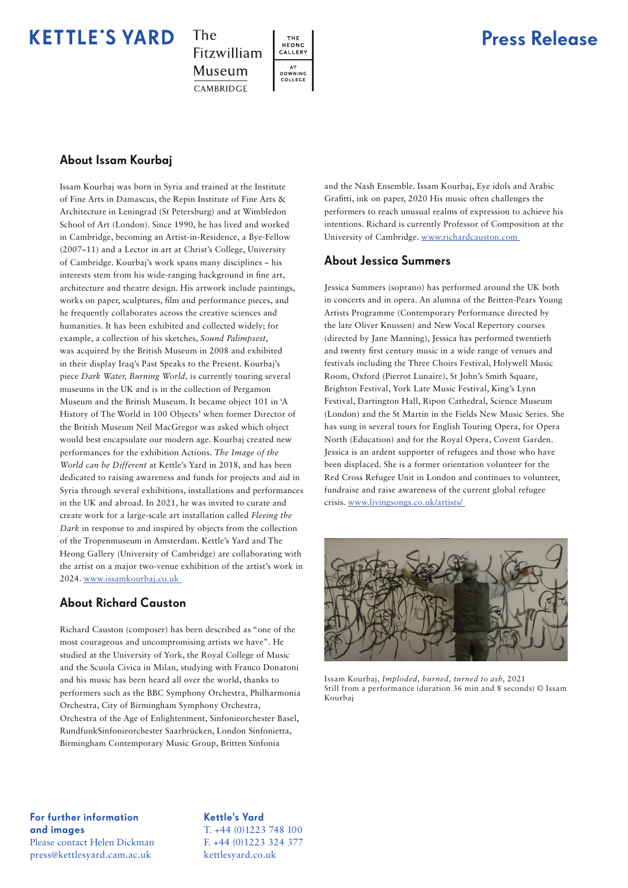## About Issam Kourbaj

Issam Kourbaj was born in Syria and trained at the Institute of Fine Arts in Damascus, the Repin Institute of Fine Arts & Architecture in Leningrad (St Petersburg) and at Wimbledon School of Art (London). Since 1990, he has lived and worked in Cambridge, becoming an Artist-in-Residence, a Bye-Fellow (2007–11) and a Lector in art at Christ's College, University of Cambridge. Kourbaj's work spans many disciplines – his interests stem from his wide-ranging background in fine art, architecture and theatre design. His artwork include paintings, works on paper, sculptures, film and performance pieces, and he frequently collaborates across the creative sciences and humanities. It has been exhibited and collected widely; for example, a collection of his sketches, *Sound Palimpsest*, was acquired by the British Museum in 2008 and exhibited in their display Iraq's Past Speaks to the Present. Kourbaj's piece *Dark Water, Burning World,* is currently touring several museums in the UK and is in the collection of Pergamon Museum and the British Museum. It became object 101 in 'A History of The World in 100 Objects' when former Director of the British Museum Neil MacGregor was asked which object would best encapsulate our modern age. Kourbaj created new performances for the exhibition Actions. *The Image of the World can be Different* at Kettle's Yard in 2018, and has been dedicated to raising awareness and funds for projects and aid in Syria through several exhibitions, installations and performances in the UK and abroad. In 2021, he was invited to curate and create work for a large-scale art installation called *Fleeing the Dark* in response to and inspired by objects from the collection of the Tropenmuseum in Amsterdam. Kettle's Yard and The Heong Gallery (University of Cambridge) are collaborating with the artist on a major two-venue exhibition of the artist's work in 2024. www.issamkourbaj.co.uk

## About Richard Causton

Richard Causton (composer) has been described as "one of the most courageous and uncompromising artists we have". He studied at the University of York, the Royal College of Music and the Scuola Civica in Milan, studying with Franco Donatoni and his music has been heard all over the world, thanks to performers such as the BBC Symphony Orchestra, Philharmonia Orchestra, City of Birmingham Symphony Orchestra, Orchestra of the Age of Enlightenment, Sinfonieorchester Basel, RundfunkSinfonieorchester Saarbrücken, London Sinfonietta, Birmingham Contemporary Music Group, Britten Sinfonia and the Nash Ensemble. Issam Kourbaj, Eye idols and Arabic Grafitti, ink on paper, 2020 His music often challenges the performers to reach unusual realms of expression to achieve his intentions. Richard is currently Professor of Composition at the University of Cambridge. www.richardcauston.com

## About Jessica Summers

Jessica Summers (soprano) has performed around the UK both in concerts and in opera. An alumna of the Britten-Pears Young Artists Programme (Contemporary Performance directed by the late Oliver Knussen) and New Vocal Repertory courses (directed by Jane Manning), Jessica has performed twentieth and twenty first century music in a wide range of venues and festivals including the Three Choirs Festival, Holywell Music Room, Oxford (Pierrot Lunaire), St John's Smith Square, Brighton Festival, York Late Music Festival, King's Lynn Festival, Dartington Hall, Ripon Cathedral, Science Museum (London) and the St Martin in the Fields New Music Series. She has sung in several tours for English Touring Opera, for Opera North (Education) and for the Royal Opera, Covent Garden. Jessica is an ardent supporter of refugees and those who have been displaced. She is a former orientation volunteer for the Red Cross Refugee Unit in London and continues to volunteer, fundraise and raise awareness of the current global refugee crisis. www.livingsongs.co.uk/artists/

Issam Kourbaj, *Imploded, burned, turned to ash*, 2021
Still from a performance (duration 36 min and 8 seconds) © Issam Kourbaj

**For further information and images**
Please contact Helen Dickman
press@kettlesyard.cam.ac.uk

**Kettle's Yard**
T. +44 (0)1223 748 100
F. +44 (0)1223 324 377
kettlesyard.co.uk